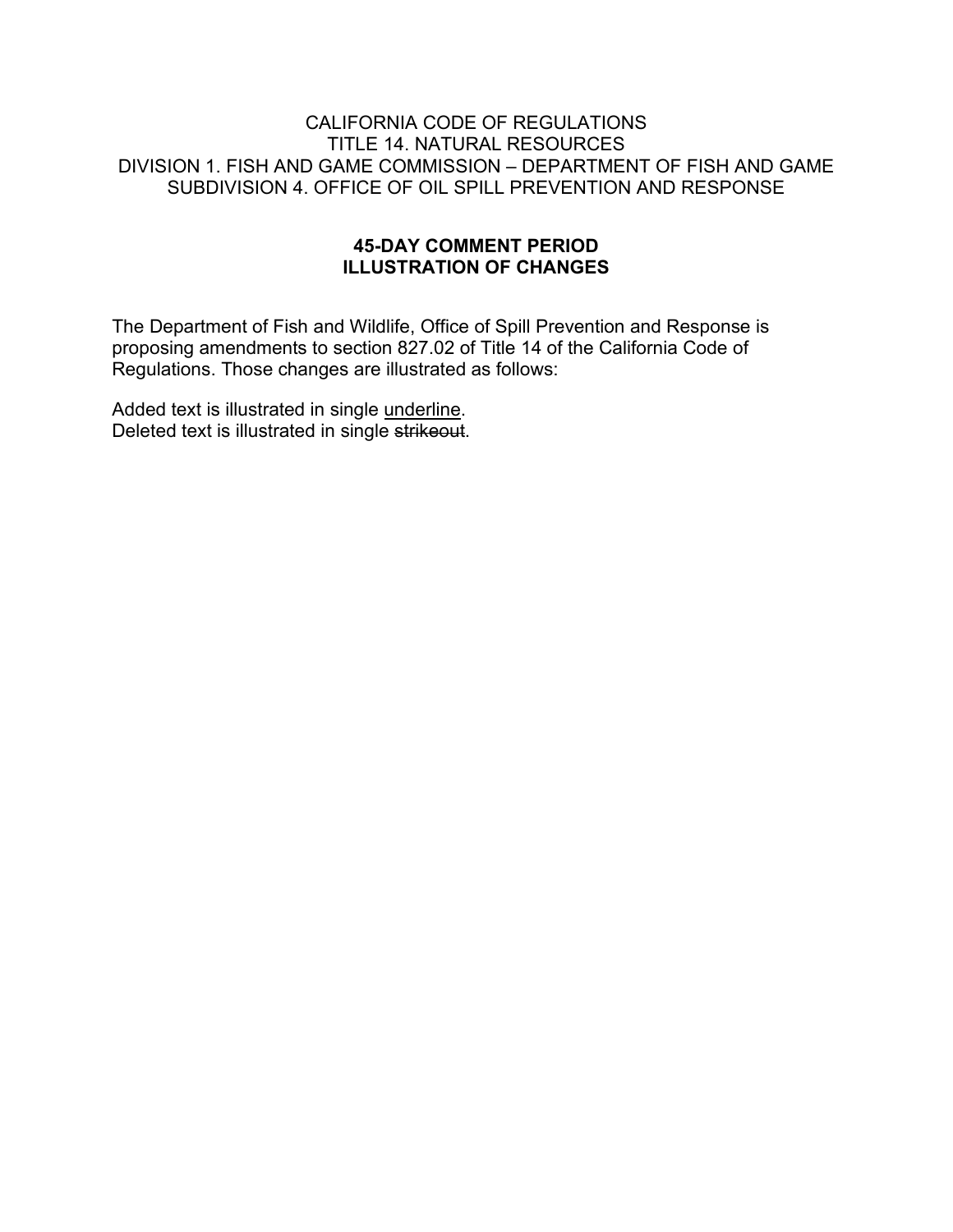CALIFORNIA CODE OF REGULATIONS
TITLE 14. NATURAL RESOURCES
DIVISION 1. FISH AND GAME COMMISSION – DEPARTMENT OF FISH AND GAME
SUBDIVISION 4. OFFICE OF OIL SPILL PREVENTION AND RESPONSE

**45-DAY COMMENT PERIOD**
**ILLUSTRATION OF CHANGES**

The Department of Fish and Wildlife, Office of Spill Prevention and Response is proposing amendments to section 827.02 of Title 14 of the California Code of Regulations. Those changes are illustrated as follows:

Added text is illustrated in single <u>underline</u>.
Deleted text is illustrated in single ~~strikeout~~.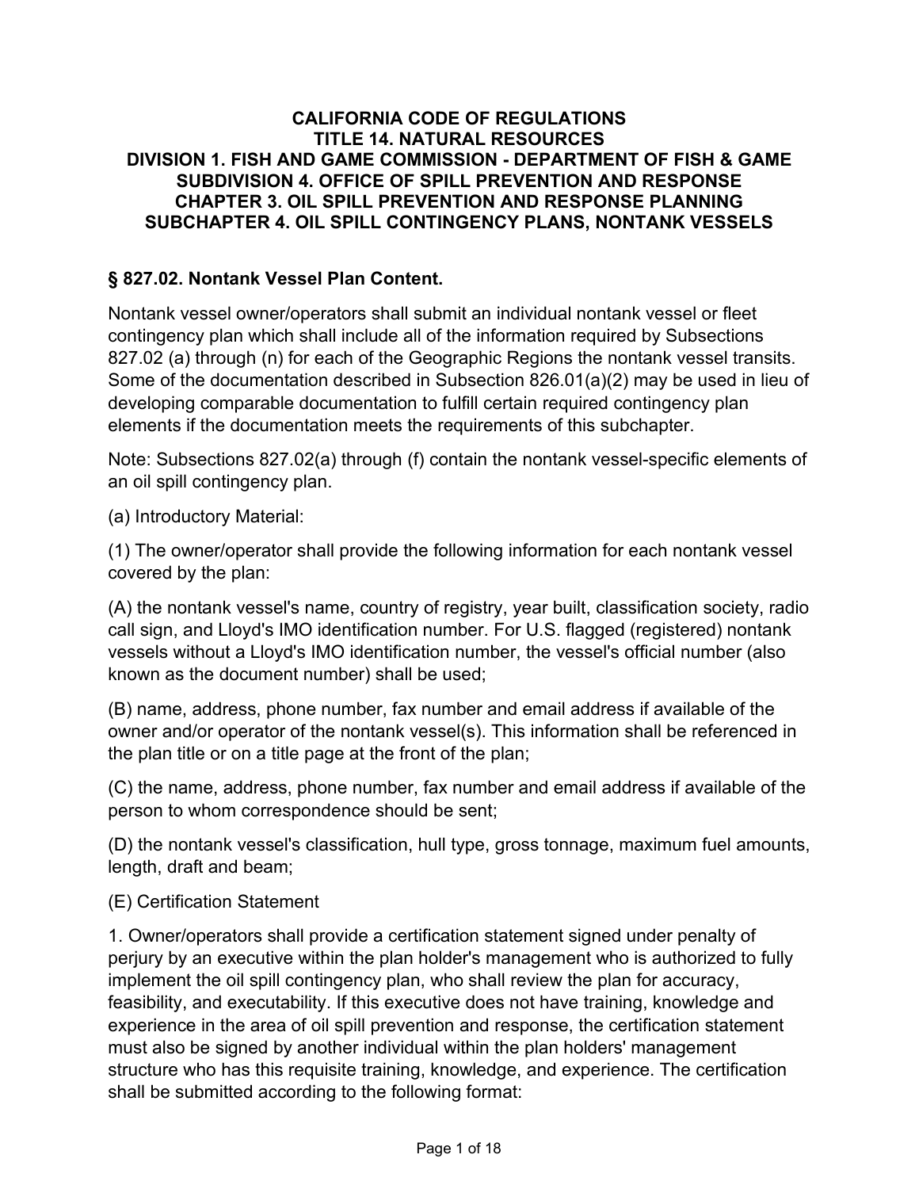**CALIFORNIA CODE OF REGULATIONS**
**TITLE 14. NATURAL RESOURCES**
**DIVISION 1. FISH AND GAME COMMISSION - DEPARTMENT OF FISH & GAME**
**SUBDIVISION 4. OFFICE OF SPILL PREVENTION AND RESPONSE**
**CHAPTER 3. OIL SPILL PREVENTION AND RESPONSE PLANNING**
**SUBCHAPTER 4. OIL SPILL CONTINGENCY PLANS, NONTANK VESSELS**

## § 827.02. Nontank Vessel Plan Content.

Nontank vessel owner/operators shall submit an individual nontank vessel or fleet contingency plan which shall include all of the information required by Subsections 827.02 (a) through (n) for each of the Geographic Regions the nontank vessel transits. Some of the documentation described in Subsection 826.01(a)(2) may be used in lieu of developing comparable documentation to fulfill certain required contingency plan elements if the documentation meets the requirements of this subchapter.

Note: Subsections 827.02(a) through (f) contain the nontank vessel-specific elements of an oil spill contingency plan.

(a) Introductory Material:

(1) The owner/operator shall provide the following information for each nontank vessel covered by the plan:

(A) the nontank vessel's name, country of registry, year built, classification society, radio call sign, and Lloyd's IMO identification number. For U.S. flagged (registered) nontank vessels without a Lloyd's IMO identification number, the vessel's official number (also known as the document number) shall be used;

(B) name, address, phone number, fax number and email address if available of the owner and/or operator of the nontank vessel(s). This information shall be referenced in the plan title or on a title page at the front of the plan;

(C) the name, address, phone number, fax number and email address if available of the person to whom correspondence should be sent;

(D) the nontank vessel's classification, hull type, gross tonnage, maximum fuel amounts, length, draft and beam;

(E) Certification Statement

1. Owner/operators shall provide a certification statement signed under penalty of perjury by an executive within the plan holder's management who is authorized to fully implement the oil spill contingency plan, who shall review the plan for accuracy, feasibility, and executability. If this executive does not have training, knowledge and experience in the area of oil spill prevention and response, the certification statement must also be signed by another individual within the plan holders' management structure who has this requisite training, knowledge, and experience. The certification shall be submitted according to the following format: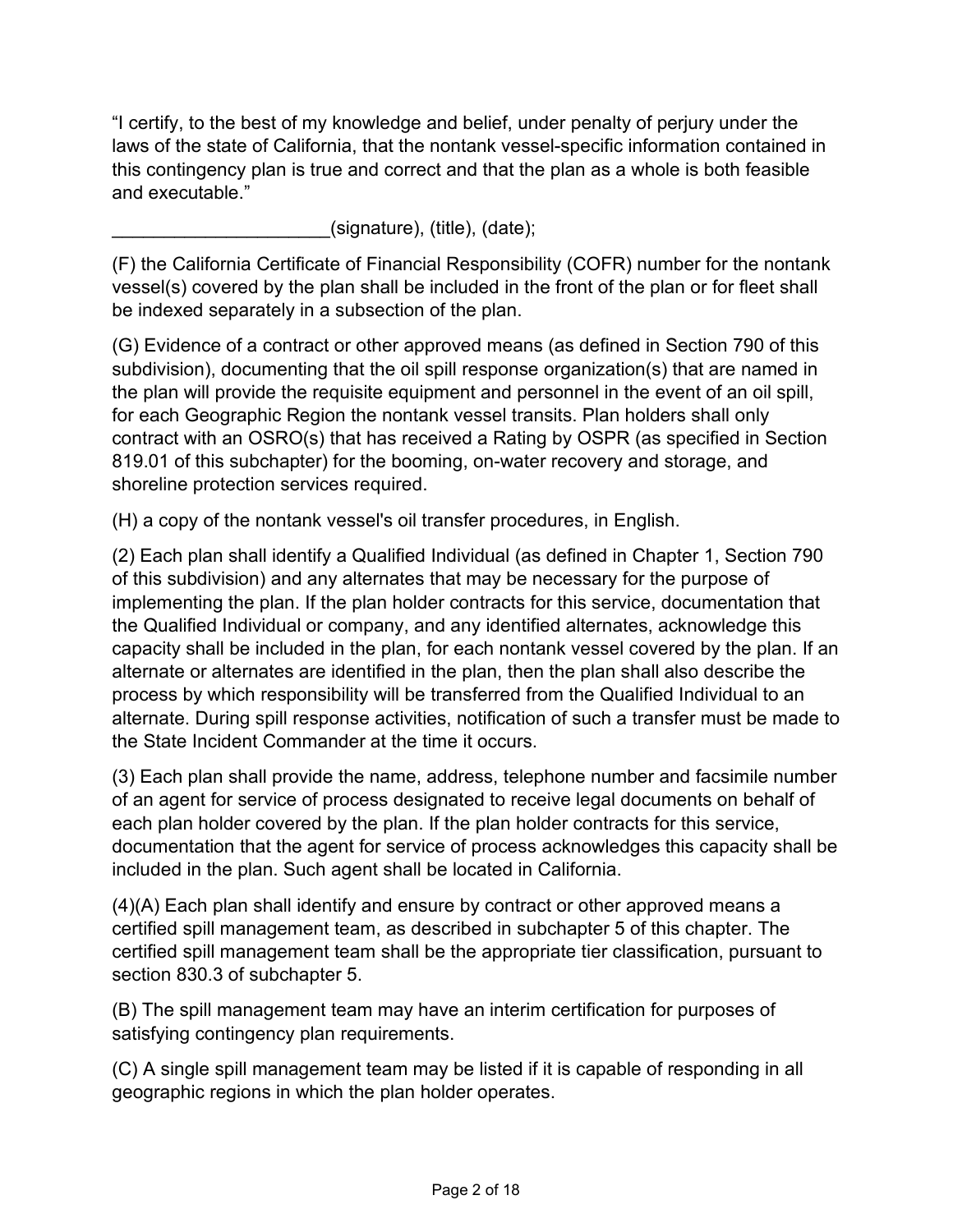"I certify, to the best of my knowledge and belief, under penalty of perjury under the laws of the state of California, that the nontank vessel-specific information contained in this contingency plan is true and correct and that the plan as a whole is both feasible and executable."

_____________________(signature), (title), (date);

(F) the California Certificate of Financial Responsibility (COFR) number for the nontank vessel(s) covered by the plan shall be included in the front of the plan or for fleet shall be indexed separately in a subsection of the plan.

(G) Evidence of a contract or other approved means (as defined in Section 790 of this subdivision), documenting that the oil spill response organization(s) that are named in the plan will provide the requisite equipment and personnel in the event of an oil spill, for each Geographic Region the nontank vessel transits. Plan holders shall only contract with an OSRO(s) that has received a Rating by OSPR (as specified in Section 819.01 of this subchapter) for the booming, on-water recovery and storage, and shoreline protection services required.

(H) a copy of the nontank vessel's oil transfer procedures, in English.

(2) Each plan shall identify a Qualified Individual (as defined in Chapter 1, Section 790 of this subdivision) and any alternates that may be necessary for the purpose of implementing the plan. If the plan holder contracts for this service, documentation that the Qualified Individual or company, and any identified alternates, acknowledge this capacity shall be included in the plan, for each nontank vessel covered by the plan. If an alternate or alternates are identified in the plan, then the plan shall also describe the process by which responsibility will be transferred from the Qualified Individual to an alternate. During spill response activities, notification of such a transfer must be made to the State Incident Commander at the time it occurs.

(3) Each plan shall provide the name, address, telephone number and facsimile number of an agent for service of process designated to receive legal documents on behalf of each plan holder covered by the plan. If the plan holder contracts for this service, documentation that the agent for service of process acknowledges this capacity shall be included in the plan. Such agent shall be located in California.

(4)(A) Each plan shall identify and ensure by contract or other approved means a certified spill management team, as described in subchapter 5 of this chapter. The certified spill management team shall be the appropriate tier classification, pursuant to section 830.3 of subchapter 5.

(B) The spill management team may have an interim certification for purposes of satisfying contingency plan requirements.

(C) A single spill management team may be listed if it is capable of responding in all geographic regions in which the plan holder operates.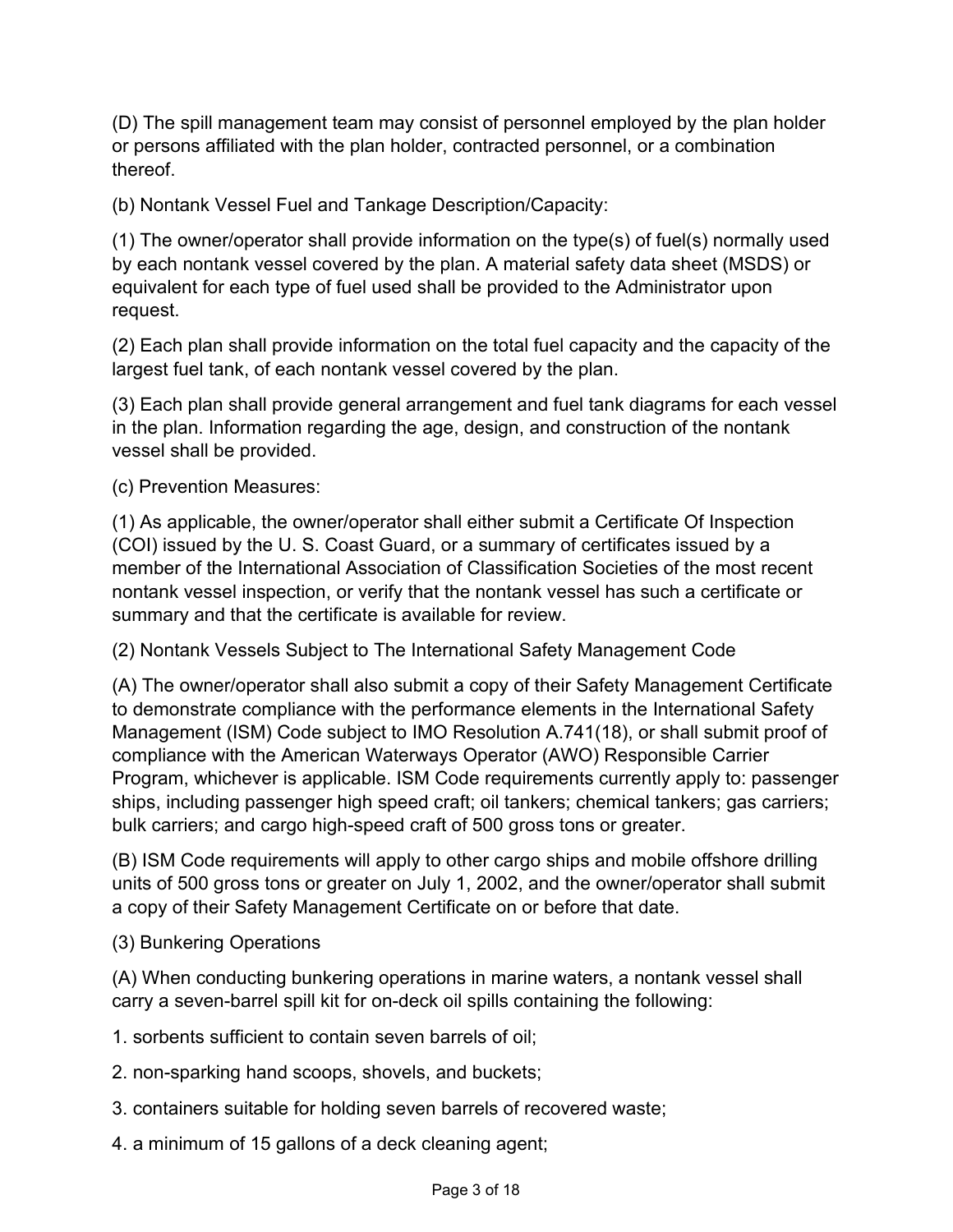(D) The spill management team may consist of personnel employed by the plan holder or persons affiliated with the plan holder, contracted personnel, or a combination thereof.

(b) Nontank Vessel Fuel and Tankage Description/Capacity:

(1) The owner/operator shall provide information on the type(s) of fuel(s) normally used by each nontank vessel covered by the plan. A material safety data sheet (MSDS) or equivalent for each type of fuel used shall be provided to the Administrator upon request.

(2) Each plan shall provide information on the total fuel capacity and the capacity of the largest fuel tank, of each nontank vessel covered by the plan.

(3) Each plan shall provide general arrangement and fuel tank diagrams for each vessel in the plan. Information regarding the age, design, and construction of the nontank vessel shall be provided.

(c) Prevention Measures:

(1) As applicable, the owner/operator shall either submit a Certificate Of Inspection (COI) issued by the U. S. Coast Guard, or a summary of certificates issued by a member of the International Association of Classification Societies of the most recent nontank vessel inspection, or verify that the nontank vessel has such a certificate or summary and that the certificate is available for review.

(2) Nontank Vessels Subject to The International Safety Management Code

(A) The owner/operator shall also submit a copy of their Safety Management Certificate to demonstrate compliance with the performance elements in the International Safety Management (ISM) Code subject to IMO Resolution A.741(18), or shall submit proof of compliance with the American Waterways Operator (AWO) Responsible Carrier Program, whichever is applicable. ISM Code requirements currently apply to: passenger ships, including passenger high speed craft; oil tankers; chemical tankers; gas carriers; bulk carriers; and cargo high-speed craft of 500 gross tons or greater.

(B) ISM Code requirements will apply to other cargo ships and mobile offshore drilling units of 500 gross tons or greater on July 1, 2002, and the owner/operator shall submit a copy of their Safety Management Certificate on or before that date.

(3) Bunkering Operations

(A) When conducting bunkering operations in marine waters, a nontank vessel shall carry a seven-barrel spill kit for on-deck oil spills containing the following:

1. sorbents sufficient to contain seven barrels of oil;

2. non-sparking hand scoops, shovels, and buckets;

3. containers suitable for holding seven barrels of recovered waste;

4. a minimum of 15 gallons of a deck cleaning agent;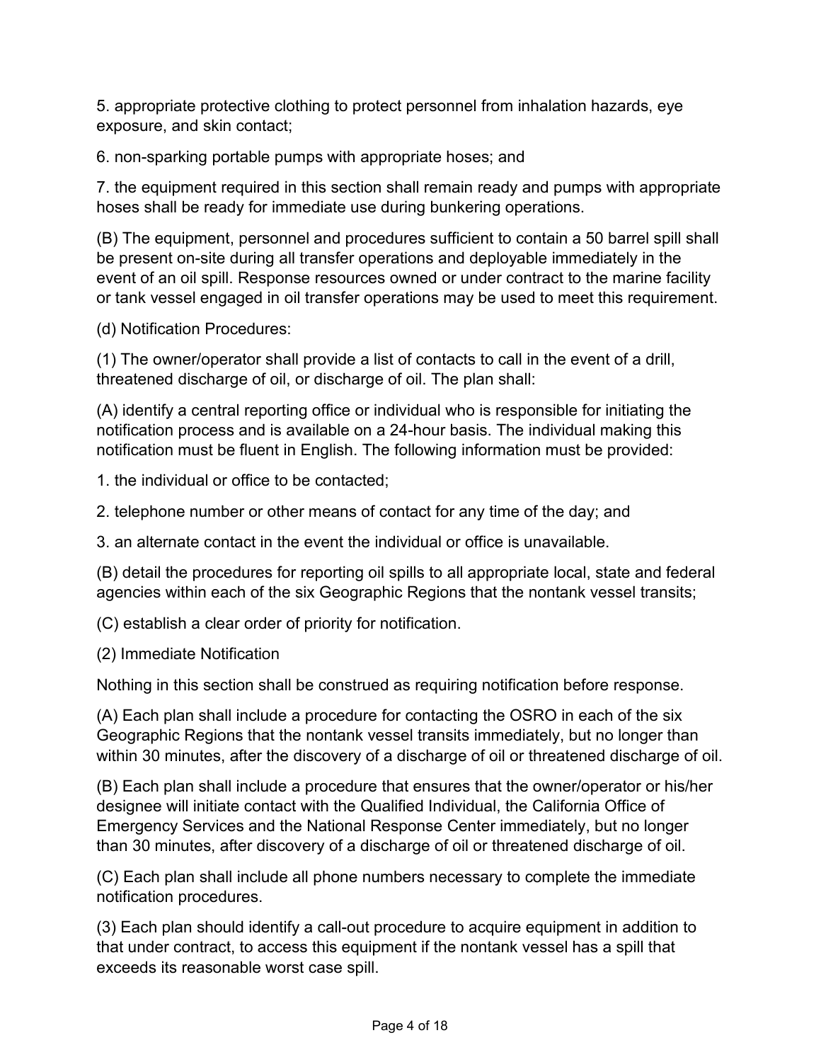5. appropriate protective clothing to protect personnel from inhalation hazards, eye exposure, and skin contact;

6. non-sparking portable pumps with appropriate hoses; and

7. the equipment required in this section shall remain ready and pumps with appropriate hoses shall be ready for immediate use during bunkering operations.

(B) The equipment, personnel and procedures sufficient to contain a 50 barrel spill shall be present on-site during all transfer operations and deployable immediately in the event of an oil spill. Response resources owned or under contract to the marine facility or tank vessel engaged in oil transfer operations may be used to meet this requirement.

(d) Notification Procedures:

(1) The owner/operator shall provide a list of contacts to call in the event of a drill, threatened discharge of oil, or discharge of oil. The plan shall:

(A) identify a central reporting office or individual who is responsible for initiating the notification process and is available on a 24-hour basis. The individual making this notification must be fluent in English. The following information must be provided:

1. the individual or office to be contacted;

2. telephone number or other means of contact for any time of the day; and

3. an alternate contact in the event the individual or office is unavailable.

(B) detail the procedures for reporting oil spills to all appropriate local, state and federal agencies within each of the six Geographic Regions that the nontank vessel transits;

(C) establish a clear order of priority for notification.

(2) Immediate Notification

Nothing in this section shall be construed as requiring notification before response.

(A) Each plan shall include a procedure for contacting the OSRO in each of the six Geographic Regions that the nontank vessel transits immediately, but no longer than within 30 minutes, after the discovery of a discharge of oil or threatened discharge of oil.

(B) Each plan shall include a procedure that ensures that the owner/operator or his/her designee will initiate contact with the Qualified Individual, the California Office of Emergency Services and the National Response Center immediately, but no longer than 30 minutes, after discovery of a discharge of oil or threatened discharge of oil.

(C) Each plan shall include all phone numbers necessary to complete the immediate notification procedures.

(3) Each plan should identify a call-out procedure to acquire equipment in addition to that under contract, to access this equipment if the nontank vessel has a spill that exceeds its reasonable worst case spill.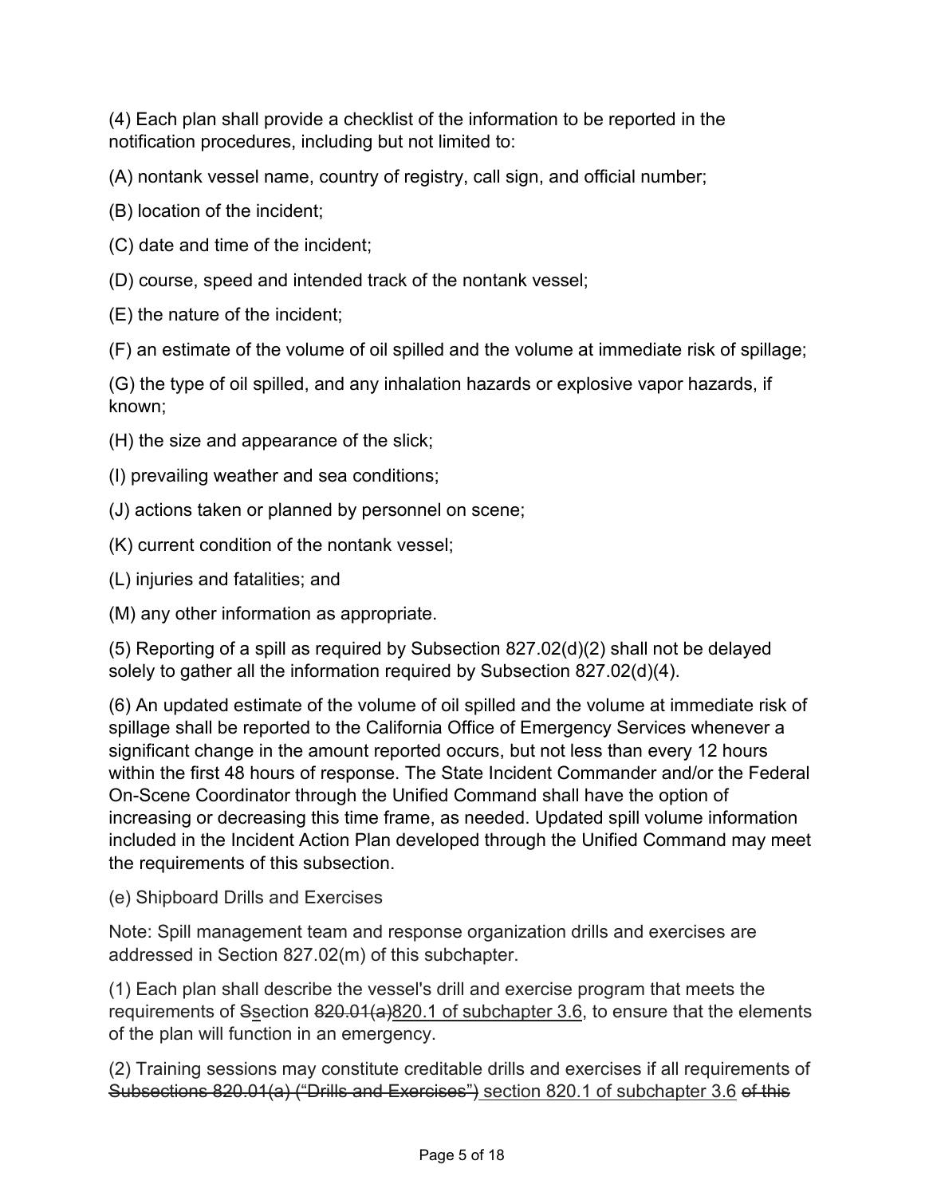(4) Each plan shall provide a checklist of the information to be reported in the notification procedures, including but not limited to:

(A) nontank vessel name, country of registry, call sign, and official number;

(B) location of the incident;

(C) date and time of the incident;

(D) course, speed and intended track of the nontank vessel;

(E) the nature of the incident;

(F) an estimate of the volume of oil spilled and the volume at immediate risk of spillage;

(G) the type of oil spilled, and any inhalation hazards or explosive vapor hazards, if known;

(H) the size and appearance of the slick;

(I) prevailing weather and sea conditions;

(J) actions taken or planned by personnel on scene;

(K) current condition of the nontank vessel;

(L) injuries and fatalities; and

(M) any other information as appropriate.

(5) Reporting of a spill as required by Subsection 827.02(d)(2) shall not be delayed solely to gather all the information required by Subsection 827.02(d)(4).

(6) An updated estimate of the volume of oil spilled and the volume at immediate risk of spillage shall be reported to the California Office of Emergency Services whenever a significant change in the amount reported occurs, but not less than every 12 hours within the first 48 hours of response. The State Incident Commander and/or the Federal On-Scene Coordinator through the Unified Command shall have the option of increasing or decreasing this time frame, as needed. Updated spill volume information included in the Incident Action Plan developed through the Unified Command may meet the requirements of this subsection.

(e) Shipboard Drills and Exercises

Note: Spill management team and response organization drills and exercises are addressed in Section 827.02(m) of this subchapter.

(1) Each plan shall describe the vessel's drill and exercise program that meets the requirements of ~~S~~section ~~820.01(a)~~820.1 of subchapter 3.6, to ensure that the elements of the plan will function in an emergency.

(2) Training sessions may constitute creditable drills and exercises if all requirements of ~~Subsections 820.01(a) ("Drills and Exercises")~~ section 820.1 of subchapter 3.6 ~~of this~~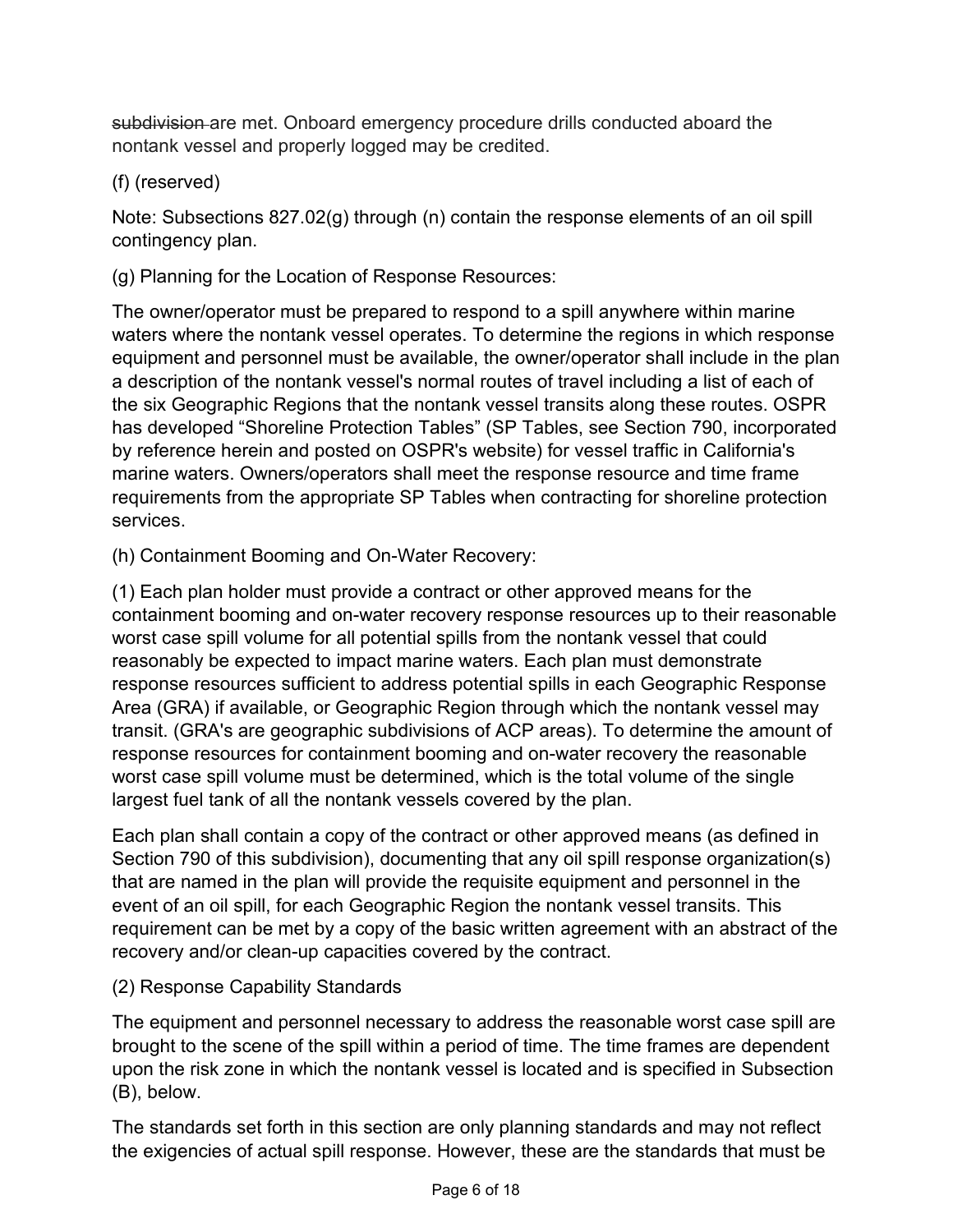~~subdivision~~ are met. Onboard emergency procedure drills conducted aboard the nontank vessel and properly logged may be credited.

(f) (reserved)

Note: Subsections 827.02(g) through (n) contain the response elements of an oil spill contingency plan.

(g) Planning for the Location of Response Resources:

The owner/operator must be prepared to respond to a spill anywhere within marine waters where the nontank vessel operates. To determine the regions in which response equipment and personnel must be available, the owner/operator shall include in the plan a description of the nontank vessel's normal routes of travel including a list of each of the six Geographic Regions that the nontank vessel transits along these routes. OSPR has developed "Shoreline Protection Tables" (SP Tables, see Section 790, incorporated by reference herein and posted on OSPR's website) for vessel traffic in California's marine waters. Owners/operators shall meet the response resource and time frame requirements from the appropriate SP Tables when contracting for shoreline protection services.

(h) Containment Booming and On-Water Recovery:

(1) Each plan holder must provide a contract or other approved means for the containment booming and on-water recovery response resources up to their reasonable worst case spill volume for all potential spills from the nontank vessel that could reasonably be expected to impact marine waters. Each plan must demonstrate response resources sufficient to address potential spills in each Geographic Response Area (GRA) if available, or Geographic Region through which the nontank vessel may transit. (GRA's are geographic subdivisions of ACP areas). To determine the amount of response resources for containment booming and on-water recovery the reasonable worst case spill volume must be determined, which is the total volume of the single largest fuel tank of all the nontank vessels covered by the plan.

Each plan shall contain a copy of the contract or other approved means (as defined in Section 790 of this subdivision), documenting that any oil spill response organization(s) that are named in the plan will provide the requisite equipment and personnel in the event of an oil spill, for each Geographic Region the nontank vessel transits. This requirement can be met by a copy of the basic written agreement with an abstract of the recovery and/or clean-up capacities covered by the contract.

(2) Response Capability Standards

The equipment and personnel necessary to address the reasonable worst case spill are brought to the scene of the spill within a period of time. The time frames are dependent upon the risk zone in which the nontank vessel is located and is specified in Subsection (B), below.

The standards set forth in this section are only planning standards and may not reflect the exigencies of actual spill response. However, these are the standards that must be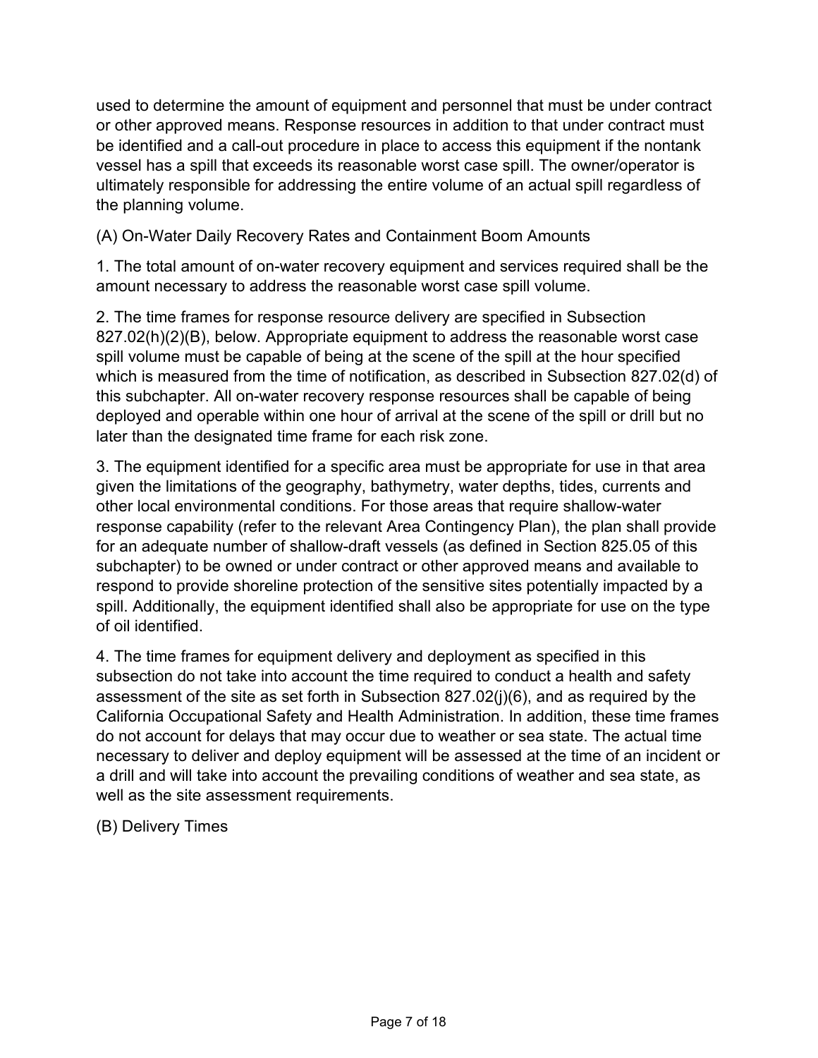used to determine the amount of equipment and personnel that must be under contract or other approved means. Response resources in addition to that under contract must be identified and a call-out procedure in place to access this equipment if the nontank vessel has a spill that exceeds its reasonable worst case spill. The owner/operator is ultimately responsible for addressing the entire volume of an actual spill regardless of the planning volume.

(A) On-Water Daily Recovery Rates and Containment Boom Amounts

1. The total amount of on-water recovery equipment and services required shall be the amount necessary to address the reasonable worst case spill volume.

2. The time frames for response resource delivery are specified in Subsection 827.02(h)(2)(B), below. Appropriate equipment to address the reasonable worst case spill volume must be capable of being at the scene of the spill at the hour specified which is measured from the time of notification, as described in Subsection 827.02(d) of this subchapter. All on-water recovery response resources shall be capable of being deployed and operable within one hour of arrival at the scene of the spill or drill but no later than the designated time frame for each risk zone.

3. The equipment identified for a specific area must be appropriate for use in that area given the limitations of the geography, bathymetry, water depths, tides, currents and other local environmental conditions. For those areas that require shallow-water response capability (refer to the relevant Area Contingency Plan), the plan shall provide for an adequate number of shallow-draft vessels (as defined in Section 825.05 of this subchapter) to be owned or under contract or other approved means and available to respond to provide shoreline protection of the sensitive sites potentially impacted by a spill. Additionally, the equipment identified shall also be appropriate for use on the type of oil identified.

4. The time frames for equipment delivery and deployment as specified in this subsection do not take into account the time required to conduct a health and safety assessment of the site as set forth in Subsection 827.02(j)(6), and as required by the California Occupational Safety and Health Administration. In addition, these time frames do not account for delays that may occur due to weather or sea state. The actual time necessary to deliver and deploy equipment will be assessed at the time of an incident or a drill and will take into account the prevailing conditions of weather and sea state, as well as the site assessment requirements.

(B) Delivery Times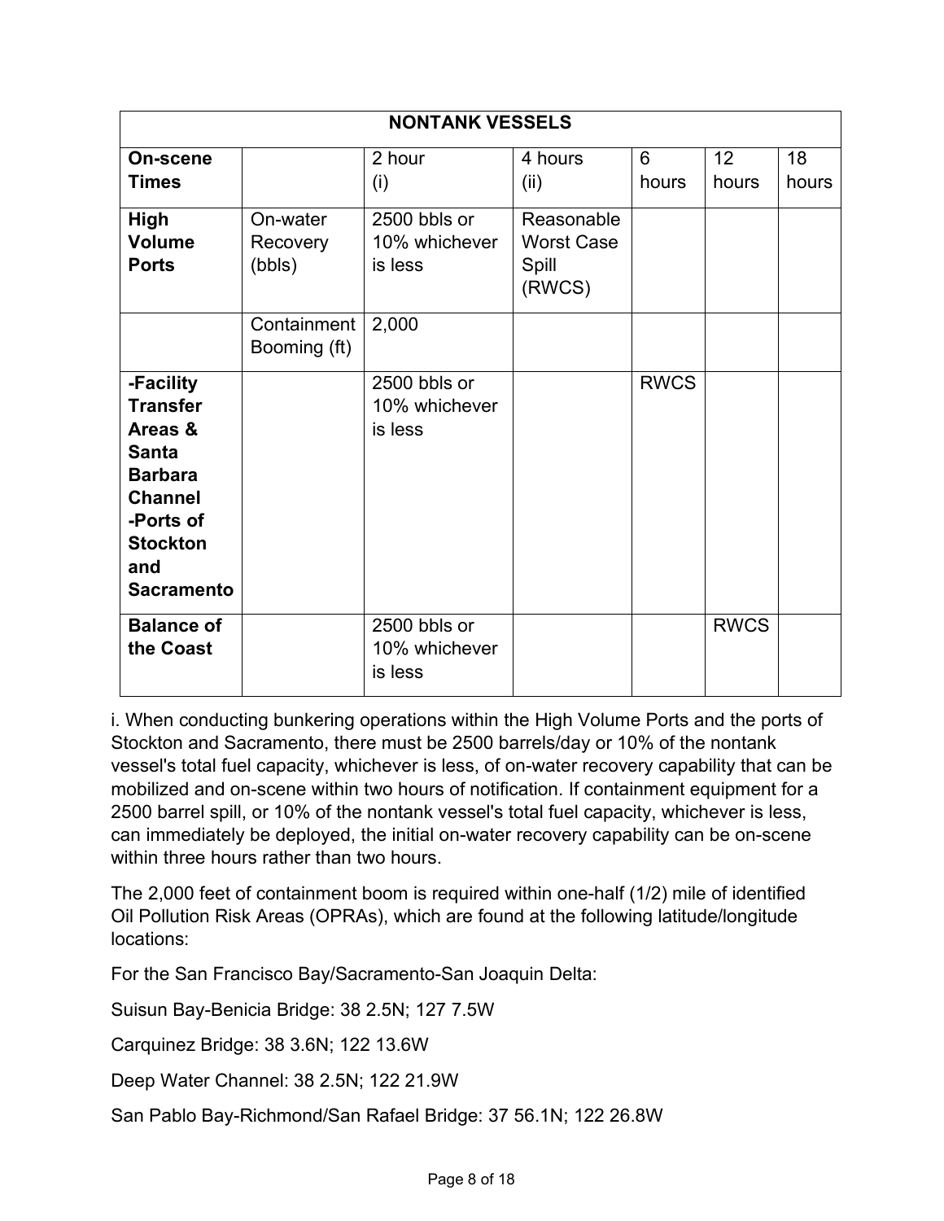| NONTANK VESSELS | | | | | | |
|---|---|---|---|---|---|---|
| **On-scene Times** | | 2 hour (i) | 4 hours (ii) | 6 hours | 12 hours | 18 hours |
| **High Volume Ports** | On-water Recovery (bbls) | 2500 bbls or 10% whichever is less | Reasonable Worst Case Spill (RWCS) | | | |
| | Containment Booming (ft) | 2,000 | | | | |
| **-Facility Transfer Areas & Santa Barbara Channel -Ports of Stockton and Sacramento** | | 2500 bbls or 10% whichever is less | | RWCS | | |
| **Balance of the Coast** | | 2500 bbls or 10% whichever is less | | | RWCS | |

i. When conducting bunkering operations within the High Volume Ports and the ports of Stockton and Sacramento, there must be 2500 barrels/day or 10% of the nontank vessel's total fuel capacity, whichever is less, of on-water recovery capability that can be mobilized and on-scene within two hours of notification. If containment equipment for a 2500 barrel spill, or 10% of the nontank vessel's total fuel capacity, whichever is less, can immediately be deployed, the initial on-water recovery capability can be on-scene within three hours rather than two hours.

The 2,000 feet of containment boom is required within one-half (1/2) mile of identified Oil Pollution Risk Areas (OPRAs), which are found at the following latitude/longitude locations:

For the San Francisco Bay/Sacramento-San Joaquin Delta:

Suisun Bay-Benicia Bridge: 38 2.5N; 127 7.5W

Carquinez Bridge: 38 3.6N; 122 13.6W

Deep Water Channel: 38 2.5N; 122 21.9W

San Pablo Bay-Richmond/San Rafael Bridge: 37 56.1N; 122 26.8W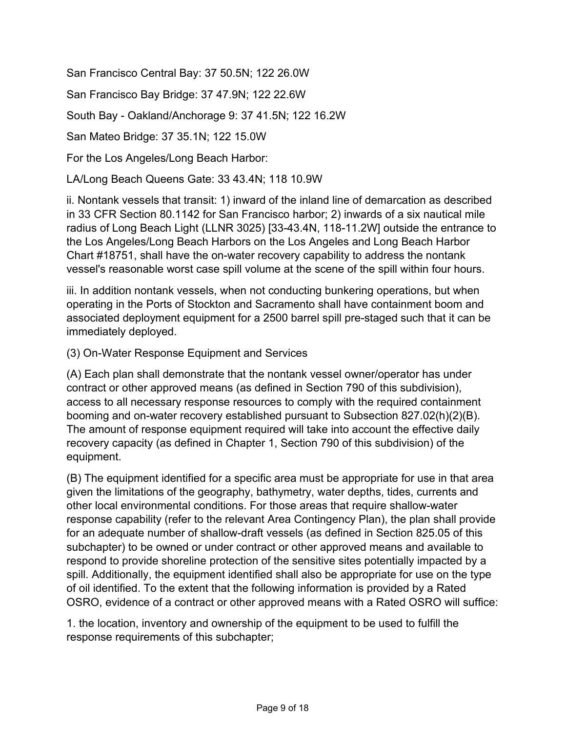San Francisco Central Bay: 37 50.5N; 122 26.0W

San Francisco Bay Bridge: 37 47.9N; 122 22.6W

South Bay - Oakland/Anchorage 9: 37 41.5N; 122 16.2W

San Mateo Bridge: 37 35.1N; 122 15.0W

For the Los Angeles/Long Beach Harbor:

LA/Long Beach Queens Gate: 33 43.4N; 118 10.9W

ii. Nontank vessels that transit: 1) inward of the inland line of demarcation as described in 33 CFR Section 80.1142 for San Francisco harbor; 2) inwards of a six nautical mile radius of Long Beach Light (LLNR 3025) [33-43.4N, 118-11.2W] outside the entrance to the Los Angeles/Long Beach Harbors on the Los Angeles and Long Beach Harbor Chart #18751, shall have the on-water recovery capability to address the nontank vessel's reasonable worst case spill volume at the scene of the spill within four hours.

iii. In addition nontank vessels, when not conducting bunkering operations, but when operating in the Ports of Stockton and Sacramento shall have containment boom and associated deployment equipment for a 2500 barrel spill pre-staged such that it can be immediately deployed.

(3) On-Water Response Equipment and Services

(A) Each plan shall demonstrate that the nontank vessel owner/operator has under contract or other approved means (as defined in Section 790 of this subdivision), access to all necessary response resources to comply with the required containment booming and on-water recovery established pursuant to Subsection 827.02(h)(2)(B). The amount of response equipment required will take into account the effective daily recovery capacity (as defined in Chapter 1, Section 790 of this subdivision) of the equipment.

(B) The equipment identified for a specific area must be appropriate for use in that area given the limitations of the geography, bathymetry, water depths, tides, currents and other local environmental conditions. For those areas that require shallow-water response capability (refer to the relevant Area Contingency Plan), the plan shall provide for an adequate number of shallow-draft vessels (as defined in Section 825.05 of this subchapter) to be owned or under contract or other approved means and available to respond to provide shoreline protection of the sensitive sites potentially impacted by a spill. Additionally, the equipment identified shall also be appropriate for use on the type of oil identified. To the extent that the following information is provided by a Rated OSRO, evidence of a contract or other approved means with a Rated OSRO will suffice:

1. the location, inventory and ownership of the equipment to be used to fulfill the response requirements of this subchapter;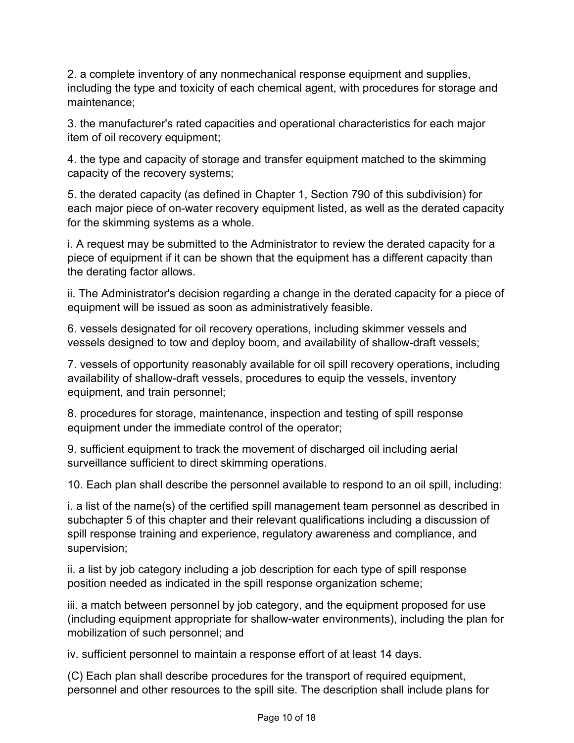2. a complete inventory of any nonmechanical response equipment and supplies, including the type and toxicity of each chemical agent, with procedures for storage and maintenance;

3. the manufacturer's rated capacities and operational characteristics for each major item of oil recovery equipment;

4. the type and capacity of storage and transfer equipment matched to the skimming capacity of the recovery systems;

5. the derated capacity (as defined in Chapter 1, Section 790 of this subdivision) for each major piece of on-water recovery equipment listed, as well as the derated capacity for the skimming systems as a whole.

i. A request may be submitted to the Administrator to review the derated capacity for a piece of equipment if it can be shown that the equipment has a different capacity than the derating factor allows.

ii. The Administrator's decision regarding a change in the derated capacity for a piece of equipment will be issued as soon as administratively feasible.

6. vessels designated for oil recovery operations, including skimmer vessels and vessels designed to tow and deploy boom, and availability of shallow-draft vessels;

7. vessels of opportunity reasonably available for oil spill recovery operations, including availability of shallow-draft vessels, procedures to equip the vessels, inventory equipment, and train personnel;

8. procedures for storage, maintenance, inspection and testing of spill response equipment under the immediate control of the operator;

9. sufficient equipment to track the movement of discharged oil including aerial surveillance sufficient to direct skimming operations.

10. Each plan shall describe the personnel available to respond to an oil spill, including:

i. a list of the name(s) of the certified spill management team personnel as described in subchapter 5 of this chapter and their relevant qualifications including a discussion of spill response training and experience, regulatory awareness and compliance, and supervision;

ii. a list by job category including a job description for each type of spill response position needed as indicated in the spill response organization scheme;

iii. a match between personnel by job category, and the equipment proposed for use (including equipment appropriate for shallow-water environments), including the plan for mobilization of such personnel; and

iv. sufficient personnel to maintain a response effort of at least 14 days.

(C) Each plan shall describe procedures for the transport of required equipment, personnel and other resources to the spill site. The description shall include plans for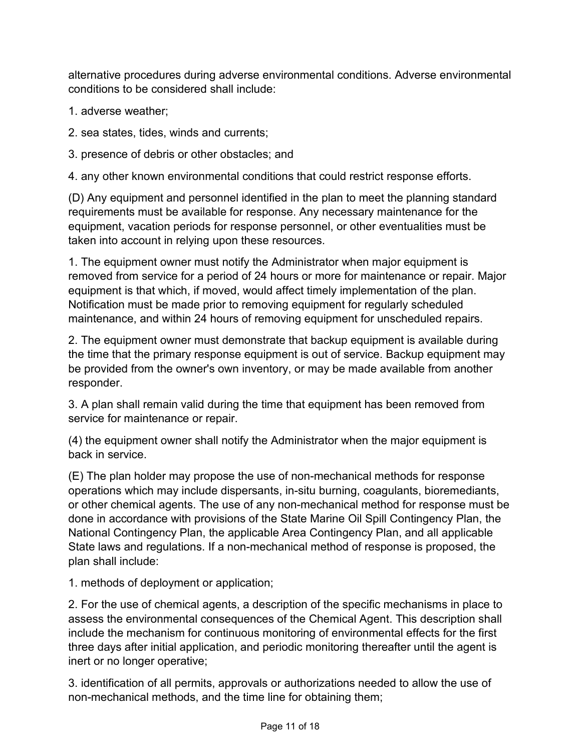alternative procedures during adverse environmental conditions. Adverse environmental conditions to be considered shall include:

1. adverse weather;

2. sea states, tides, winds and currents;

3. presence of debris or other obstacles; and

4. any other known environmental conditions that could restrict response efforts.

(D) Any equipment and personnel identified in the plan to meet the planning standard requirements must be available for response. Any necessary maintenance for the equipment, vacation periods for response personnel, or other eventualities must be taken into account in relying upon these resources.

1. The equipment owner must notify the Administrator when major equipment is removed from service for a period of 24 hours or more for maintenance or repair. Major equipment is that which, if moved, would affect timely implementation of the plan. Notification must be made prior to removing equipment for regularly scheduled maintenance, and within 24 hours of removing equipment for unscheduled repairs.

2. The equipment owner must demonstrate that backup equipment is available during the time that the primary response equipment is out of service. Backup equipment may be provided from the owner's own inventory, or may be made available from another responder.

3. A plan shall remain valid during the time that equipment has been removed from service for maintenance or repair.

(4) the equipment owner shall notify the Administrator when the major equipment is back in service.

(E) The plan holder may propose the use of non-mechanical methods for response operations which may include dispersants, in-situ burning, coagulants, bioremediants, or other chemical agents. The use of any non-mechanical method for response must be done in accordance with provisions of the State Marine Oil Spill Contingency Plan, the National Contingency Plan, the applicable Area Contingency Plan, and all applicable State laws and regulations. If a non-mechanical method of response is proposed, the plan shall include:

1. methods of deployment or application;

2. For the use of chemical agents, a description of the specific mechanisms in place to assess the environmental consequences of the Chemical Agent. This description shall include the mechanism for continuous monitoring of environmental effects for the first three days after initial application, and periodic monitoring thereafter until the agent is inert or no longer operative;

3. identification of all permits, approvals or authorizations needed to allow the use of non-mechanical methods, and the time line for obtaining them;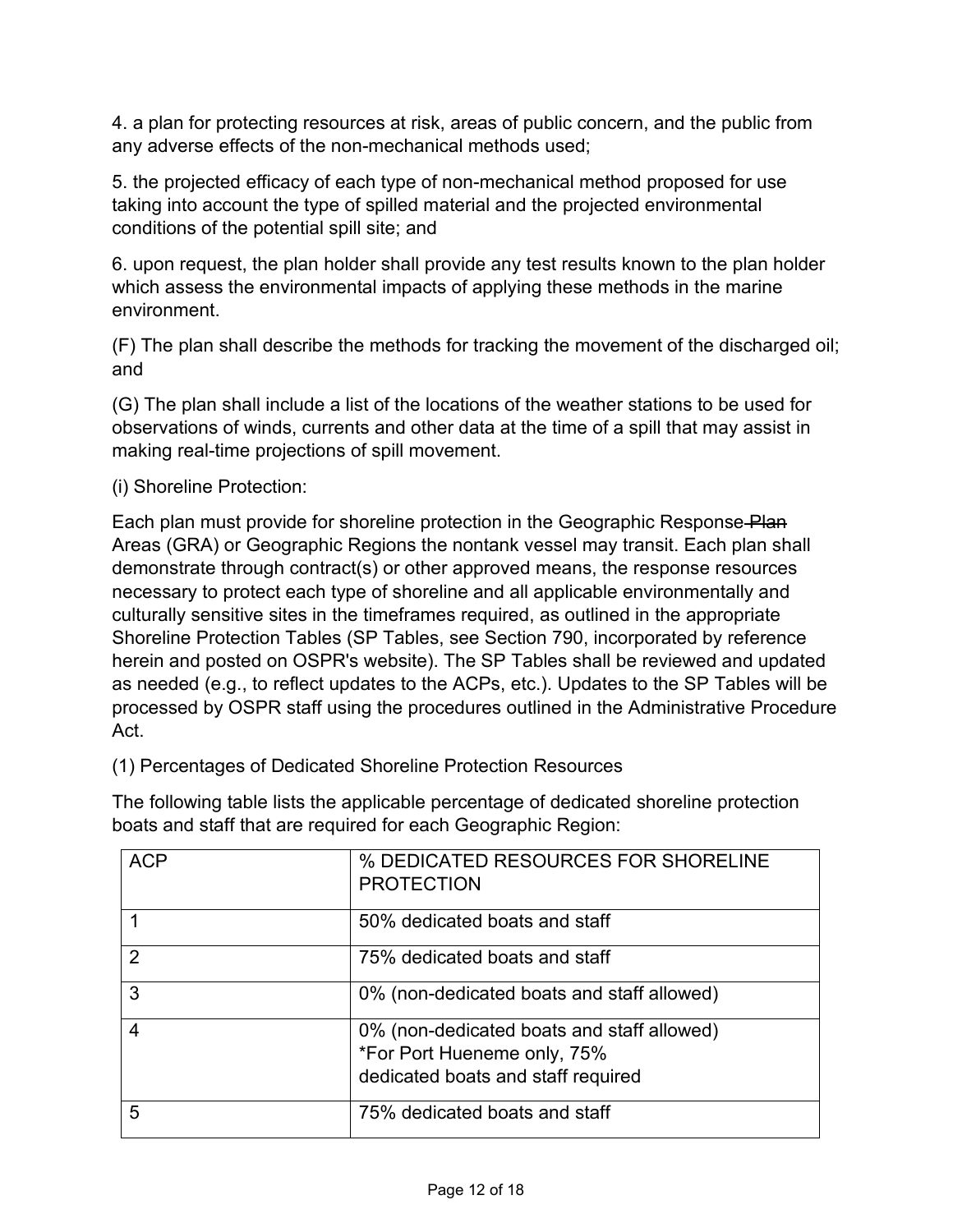4. a plan for protecting resources at risk, areas of public concern, and the public from any adverse effects of the non-mechanical methods used;

5. the projected efficacy of each type of non-mechanical method proposed for use taking into account the type of spilled material and the projected environmental conditions of the potential spill site; and

6. upon request, the plan holder shall provide any test results known to the plan holder which assess the environmental impacts of applying these methods in the marine environment.

(F) The plan shall describe the methods for tracking the movement of the discharged oil; and

(G) The plan shall include a list of the locations of the weather stations to be used for observations of winds, currents and other data at the time of a spill that may assist in making real-time projections of spill movement.

(i) Shoreline Protection:

Each plan must provide for shoreline protection in the Geographic Response ~~Plan~~ Areas (GRA) or Geographic Regions the nontank vessel may transit. Each plan shall demonstrate through contract(s) or other approved means, the response resources necessary to protect each type of shoreline and all applicable environmentally and culturally sensitive sites in the timeframes required, as outlined in the appropriate Shoreline Protection Tables (SP Tables, see Section 790, incorporated by reference herein and posted on OSPR's website). The SP Tables shall be reviewed and updated as needed (e.g., to reflect updates to the ACPs, etc.). Updates to the SP Tables will be processed by OSPR staff using the procedures outlined in the Administrative Procedure Act.

(1) Percentages of Dedicated Shoreline Protection Resources

The following table lists the applicable percentage of dedicated shoreline protection boats and staff that are required for each Geographic Region:

| ACP | % DEDICATED RESOURCES FOR SHORELINE PROTECTION |
|---|---|
| 1 | 50% dedicated boats and staff |
| 2 | 75% dedicated boats and staff |
| 3 | 0% (non-dedicated boats and staff allowed) |
| 4 | 0% (non-dedicated boats and staff allowed)<br>*For Port Hueneme only, 75% dedicated boats and staff required |
| 5 | 75% dedicated boats and staff |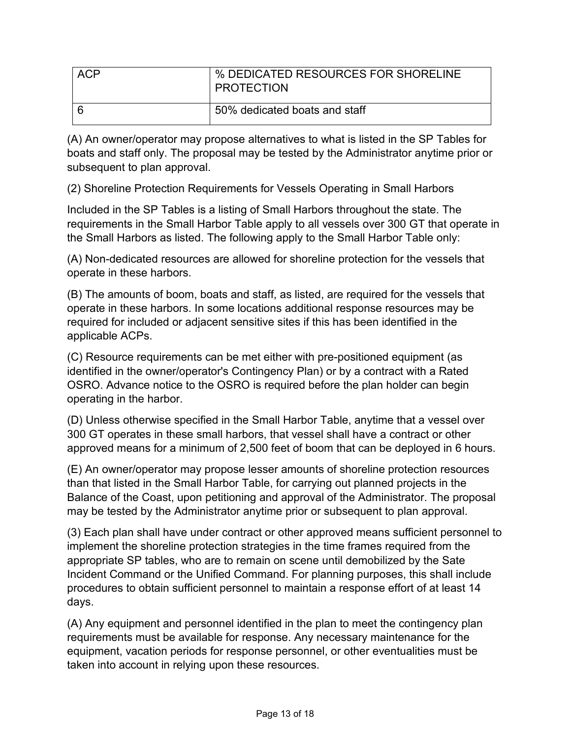| ACP | % DEDICATED RESOURCES FOR SHORELINE PROTECTION |
|---|---|
| 6 | 50% dedicated boats and staff |

(A) An owner/operator may propose alternatives to what is listed in the SP Tables for boats and staff only. The proposal may be tested by the Administrator anytime prior or subsequent to plan approval.

(2) Shoreline Protection Requirements for Vessels Operating in Small Harbors

Included in the SP Tables is a listing of Small Harbors throughout the state. The requirements in the Small Harbor Table apply to all vessels over 300 GT that operate in the Small Harbors as listed. The following apply to the Small Harbor Table only:

(A) Non-dedicated resources are allowed for shoreline protection for the vessels that operate in these harbors.

(B) The amounts of boom, boats and staff, as listed, are required for the vessels that operate in these harbors. In some locations additional response resources may be required for included or adjacent sensitive sites if this has been identified in the applicable ACPs.

(C) Resource requirements can be met either with pre-positioned equipment (as identified in the owner/operator's Contingency Plan) or by a contract with a Rated OSRO. Advance notice to the OSRO is required before the plan holder can begin operating in the harbor.

(D) Unless otherwise specified in the Small Harbor Table, anytime that a vessel over 300 GT operates in these small harbors, that vessel shall have a contract or other approved means for a minimum of 2,500 feet of boom that can be deployed in 6 hours.

(E) An owner/operator may propose lesser amounts of shoreline protection resources than that listed in the Small Harbor Table, for carrying out planned projects in the Balance of the Coast, upon petitioning and approval of the Administrator. The proposal may be tested by the Administrator anytime prior or subsequent to plan approval.

(3) Each plan shall have under contract or other approved means sufficient personnel to implement the shoreline protection strategies in the time frames required from the appropriate SP tables, who are to remain on scene until demobilized by the Sate Incident Command or the Unified Command. For planning purposes, this shall include procedures to obtain sufficient personnel to maintain a response effort of at least 14 days.

(A) Any equipment and personnel identified in the plan to meet the contingency plan requirements must be available for response. Any necessary maintenance for the equipment, vacation periods for response personnel, or other eventualities must be taken into account in relying upon these resources.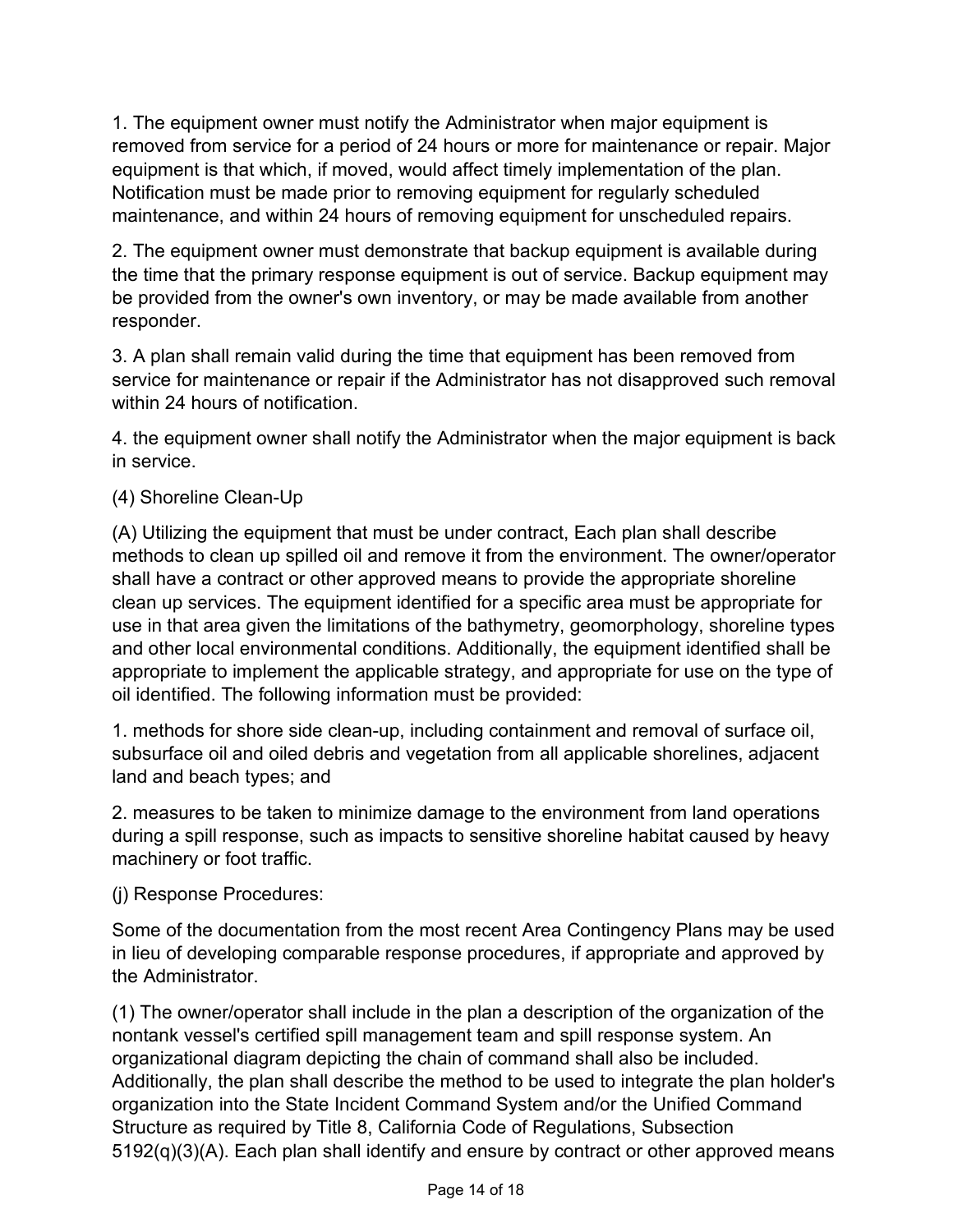1. The equipment owner must notify the Administrator when major equipment is removed from service for a period of 24 hours or more for maintenance or repair. Major equipment is that which, if moved, would affect timely implementation of the plan. Notification must be made prior to removing equipment for regularly scheduled maintenance, and within 24 hours of removing equipment for unscheduled repairs.

2. The equipment owner must demonstrate that backup equipment is available during the time that the primary response equipment is out of service. Backup equipment may be provided from the owner's own inventory, or may be made available from another responder.

3. A plan shall remain valid during the time that equipment has been removed from service for maintenance or repair if the Administrator has not disapproved such removal within 24 hours of notification.

4. the equipment owner shall notify the Administrator when the major equipment is back in service.

(4) Shoreline Clean-Up

(A) Utilizing the equipment that must be under contract, Each plan shall describe methods to clean up spilled oil and remove it from the environment. The owner/operator shall have a contract or other approved means to provide the appropriate shoreline clean up services. The equipment identified for a specific area must be appropriate for use in that area given the limitations of the bathymetry, geomorphology, shoreline types and other local environmental conditions. Additionally, the equipment identified shall be appropriate to implement the applicable strategy, and appropriate for use on the type of oil identified. The following information must be provided:

1. methods for shore side clean-up, including containment and removal of surface oil, subsurface oil and oiled debris and vegetation from all applicable shorelines, adjacent land and beach types; and

2. measures to be taken to minimize damage to the environment from land operations during a spill response, such as impacts to sensitive shoreline habitat caused by heavy machinery or foot traffic.

(j) Response Procedures:

Some of the documentation from the most recent Area Contingency Plans may be used in lieu of developing comparable response procedures, if appropriate and approved by the Administrator.

(1) The owner/operator shall include in the plan a description of the organization of the nontank vessel's certified spill management team and spill response system. An organizational diagram depicting the chain of command shall also be included. Additionally, the plan shall describe the method to be used to integrate the plan holder's organization into the State Incident Command System and/or the Unified Command Structure as required by Title 8, California Code of Regulations, Subsection 5192(q)(3)(A). Each plan shall identify and ensure by contract or other approved means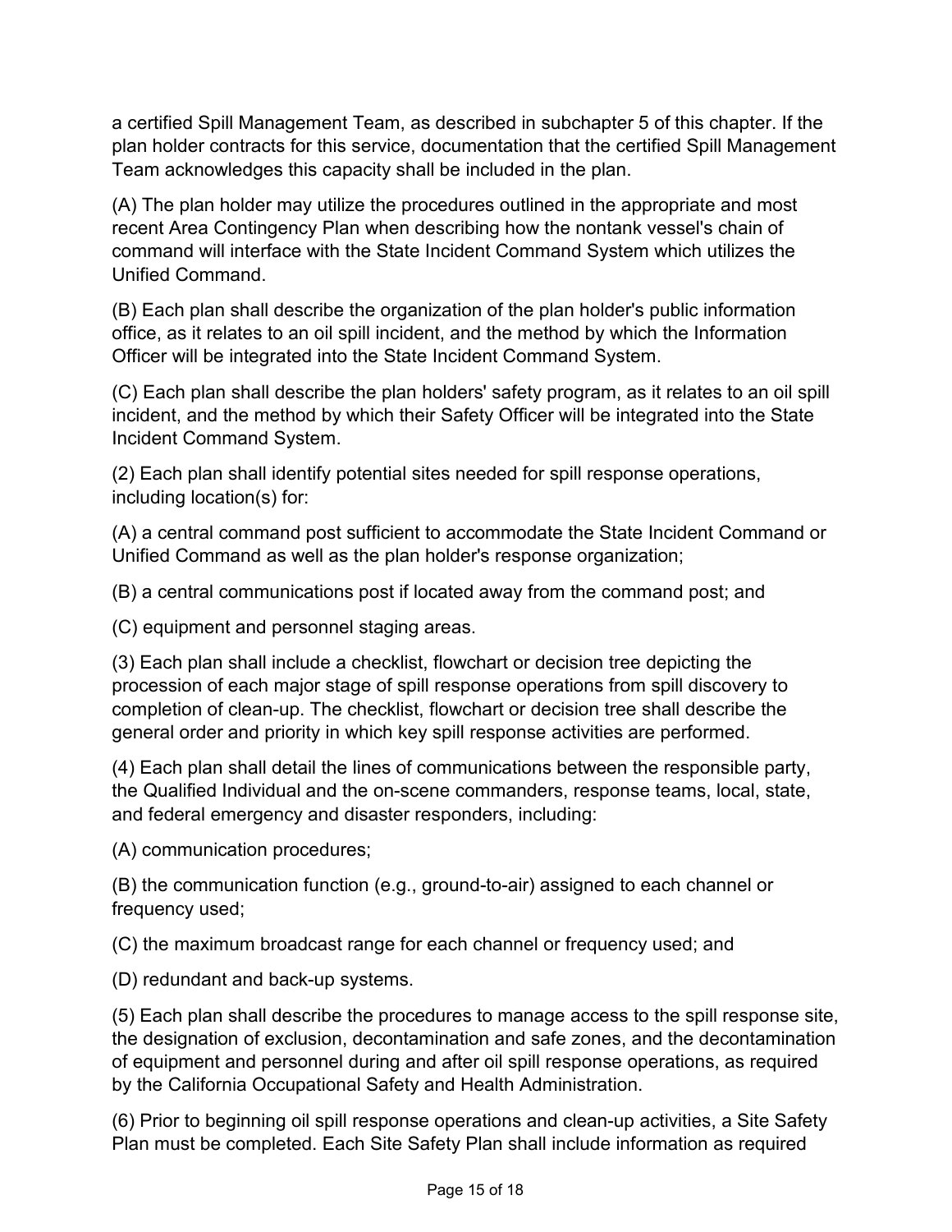a certified Spill Management Team, as described in subchapter 5 of this chapter. If the plan holder contracts for this service, documentation that the certified Spill Management Team acknowledges this capacity shall be included in the plan.

(A) The plan holder may utilize the procedures outlined in the appropriate and most recent Area Contingency Plan when describing how the nontank vessel's chain of command will interface with the State Incident Command System which utilizes the Unified Command.

(B) Each plan shall describe the organization of the plan holder's public information office, as it relates to an oil spill incident, and the method by which the Information Officer will be integrated into the State Incident Command System.

(C) Each plan shall describe the plan holders' safety program, as it relates to an oil spill incident, and the method by which their Safety Officer will be integrated into the State Incident Command System.

(2) Each plan shall identify potential sites needed for spill response operations, including location(s) for:

(A) a central command post sufficient to accommodate the State Incident Command or Unified Command as well as the plan holder's response organization;

(B) a central communications post if located away from the command post; and

(C) equipment and personnel staging areas.

(3) Each plan shall include a checklist, flowchart or decision tree depicting the procession of each major stage of spill response operations from spill discovery to completion of clean-up. The checklist, flowchart or decision tree shall describe the general order and priority in which key spill response activities are performed.

(4) Each plan shall detail the lines of communications between the responsible party, the Qualified Individual and the on-scene commanders, response teams, local, state, and federal emergency and disaster responders, including:

(A) communication procedures;

(B) the communication function (e.g., ground-to-air) assigned to each channel or frequency used;

(C) the maximum broadcast range for each channel or frequency used; and

(D) redundant and back-up systems.

(5) Each plan shall describe the procedures to manage access to the spill response site, the designation of exclusion, decontamination and safe zones, and the decontamination of equipment and personnel during and after oil spill response operations, as required by the California Occupational Safety and Health Administration.

(6) Prior to beginning oil spill response operations and clean-up activities, a Site Safety Plan must be completed. Each Site Safety Plan shall include information as required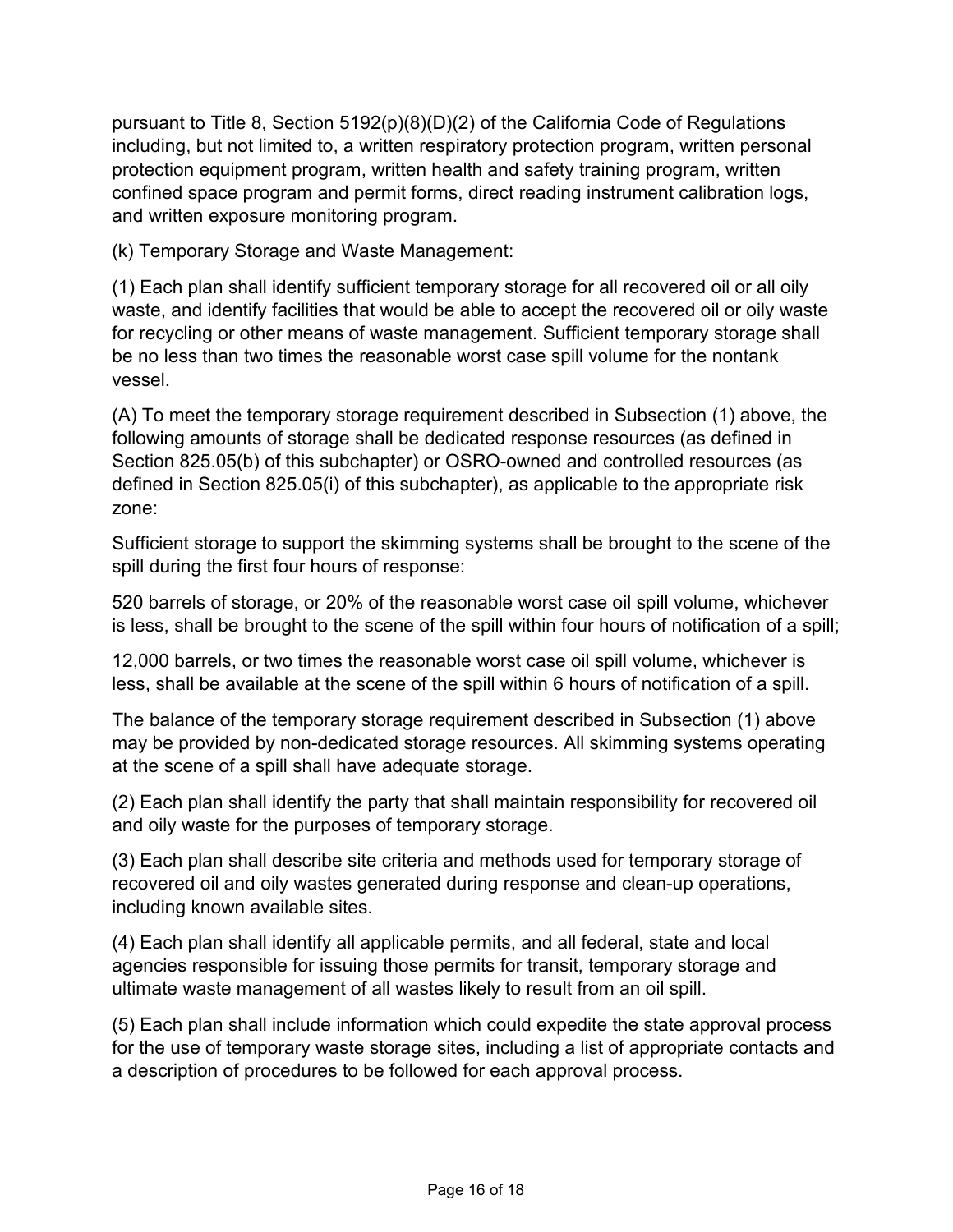pursuant to Title 8, Section 5192(p)(8)(D)(2) of the California Code of Regulations including, but not limited to, a written respiratory protection program, written personal protection equipment program, written health and safety training program, written confined space program and permit forms, direct reading instrument calibration logs, and written exposure monitoring program.

(k) Temporary Storage and Waste Management:

(1) Each plan shall identify sufficient temporary storage for all recovered oil or all oily waste, and identify facilities that would be able to accept the recovered oil or oily waste for recycling or other means of waste management. Sufficient temporary storage shall be no less than two times the reasonable worst case spill volume for the nontank vessel.

(A) To meet the temporary storage requirement described in Subsection (1) above, the following amounts of storage shall be dedicated response resources (as defined in Section 825.05(b) of this subchapter) or OSRO-owned and controlled resources (as defined in Section 825.05(i) of this subchapter), as applicable to the appropriate risk zone:

Sufficient storage to support the skimming systems shall be brought to the scene of the spill during the first four hours of response:

520 barrels of storage, or 20% of the reasonable worst case oil spill volume, whichever is less, shall be brought to the scene of the spill within four hours of notification of a spill;

12,000 barrels, or two times the reasonable worst case oil spill volume, whichever is less, shall be available at the scene of the spill within 6 hours of notification of a spill.

The balance of the temporary storage requirement described in Subsection (1) above may be provided by non-dedicated storage resources. All skimming systems operating at the scene of a spill shall have adequate storage.

(2) Each plan shall identify the party that shall maintain responsibility for recovered oil and oily waste for the purposes of temporary storage.

(3) Each plan shall describe site criteria and methods used for temporary storage of recovered oil and oily wastes generated during response and clean-up operations, including known available sites.

(4) Each plan shall identify all applicable permits, and all federal, state and local agencies responsible for issuing those permits for transit, temporary storage and ultimate waste management of all wastes likely to result from an oil spill.

(5) Each plan shall include information which could expedite the state approval process for the use of temporary waste storage sites, including a list of appropriate contacts and a description of procedures to be followed for each approval process.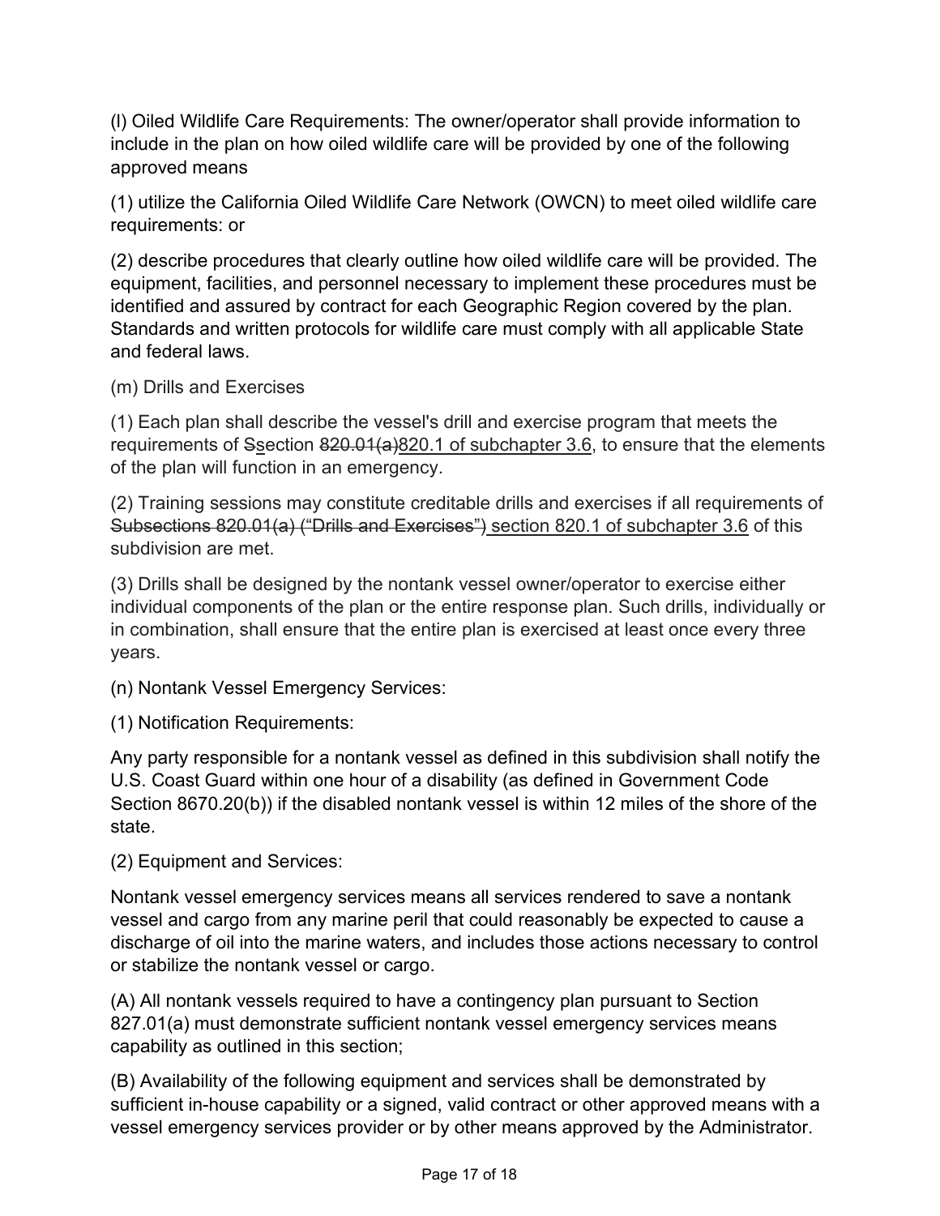(l) Oiled Wildlife Care Requirements: The owner/operator shall provide information to include in the plan on how oiled wildlife care will be provided by one of the following approved means

(1) utilize the California Oiled Wildlife Care Network (OWCN) to meet oiled wildlife care requirements: or

(2) describe procedures that clearly outline how oiled wildlife care will be provided. The equipment, facilities, and personnel necessary to implement these procedures must be identified and assured by contract for each Geographic Region covered by the plan. Standards and written protocols for wildlife care must comply with all applicable State and federal laws.

(m) Drills and Exercises

(1) Each plan shall describe the vessel's drill and exercise program that meets the requirements of ~~S~~<u>s</u>ection ~~820.01(a)~~<u>820.1 of subchapter 3.6</u>, to ensure that the elements of the plan will function in an emergency.

(2) Training sessions may constitute creditable drills and exercises if all requirements of ~~Subsections 820.01(a) ("Drills and Exercises")~~ <u>section 820.1 of subchapter 3.6</u> of this subdivision are met.

(3) Drills shall be designed by the nontank vessel owner/operator to exercise either individual components of the plan or the entire response plan. Such drills, individually or in combination, shall ensure that the entire plan is exercised at least once every three years.

(n) Nontank Vessel Emergency Services:

(1) Notification Requirements:

Any party responsible for a nontank vessel as defined in this subdivision shall notify the U.S. Coast Guard within one hour of a disability (as defined in Government Code Section 8670.20(b)) if the disabled nontank vessel is within 12 miles of the shore of the state.

(2) Equipment and Services:

Nontank vessel emergency services means all services rendered to save a nontank vessel and cargo from any marine peril that could reasonably be expected to cause a discharge of oil into the marine waters, and includes those actions necessary to control or stabilize the nontank vessel or cargo.

(A) All nontank vessels required to have a contingency plan pursuant to Section 827.01(a) must demonstrate sufficient nontank vessel emergency services means capability as outlined in this section;

(B) Availability of the following equipment and services shall be demonstrated by sufficient in-house capability or a signed, valid contract or other approved means with a vessel emergency services provider or by other means approved by the Administrator.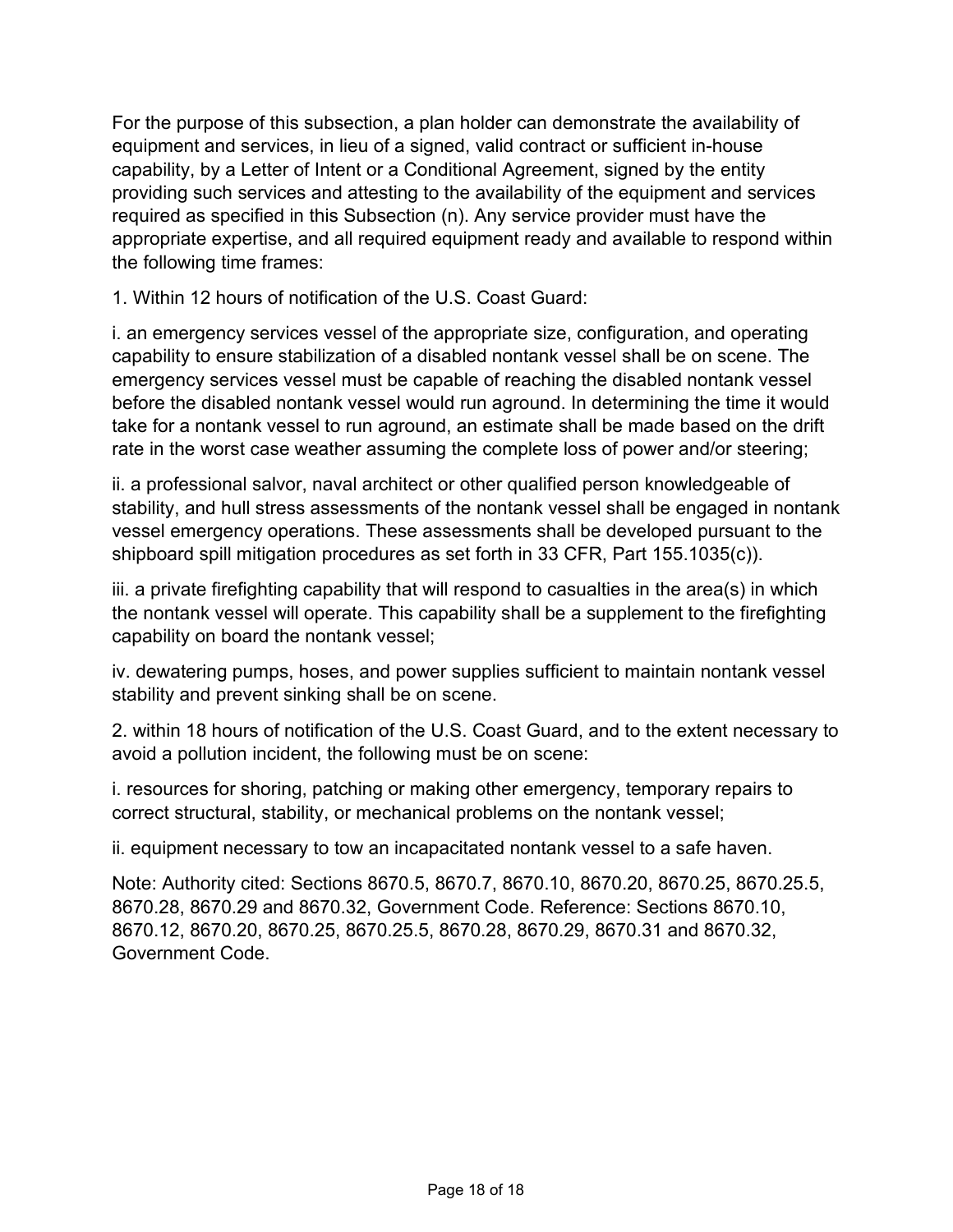For the purpose of this subsection, a plan holder can demonstrate the availability of equipment and services, in lieu of a signed, valid contract or sufficient in-house capability, by a Letter of Intent or a Conditional Agreement, signed by the entity providing such services and attesting to the availability of the equipment and services required as specified in this Subsection (n). Any service provider must have the appropriate expertise, and all required equipment ready and available to respond within the following time frames:

1. Within 12 hours of notification of the U.S. Coast Guard:

i. an emergency services vessel of the appropriate size, configuration, and operating capability to ensure stabilization of a disabled nontank vessel shall be on scene. The emergency services vessel must be capable of reaching the disabled nontank vessel before the disabled nontank vessel would run aground. In determining the time it would take for a nontank vessel to run aground, an estimate shall be made based on the drift rate in the worst case weather assuming the complete loss of power and/or steering;

ii. a professional salvor, naval architect or other qualified person knowledgeable of stability, and hull stress assessments of the nontank vessel shall be engaged in nontank vessel emergency operations. These assessments shall be developed pursuant to the shipboard spill mitigation procedures as set forth in 33 CFR, Part 155.1035(c)).

iii. a private firefighting capability that will respond to casualties in the area(s) in which the nontank vessel will operate. This capability shall be a supplement to the firefighting capability on board the nontank vessel;

iv. dewatering pumps, hoses, and power supplies sufficient to maintain nontank vessel stability and prevent sinking shall be on scene.

2. within 18 hours of notification of the U.S. Coast Guard, and to the extent necessary to avoid a pollution incident, the following must be on scene:

i. resources for shoring, patching or making other emergency, temporary repairs to correct structural, stability, or mechanical problems on the nontank vessel;

ii. equipment necessary to tow an incapacitated nontank vessel to a safe haven.

Note: Authority cited: Sections 8670.5, 8670.7, 8670.10, 8670.20, 8670.25, 8670.25.5, 8670.28, 8670.29 and 8670.32, Government Code. Reference: Sections 8670.10, 8670.12, 8670.20, 8670.25, 8670.25.5, 8670.28, 8670.29, 8670.31 and 8670.32, Government Code.